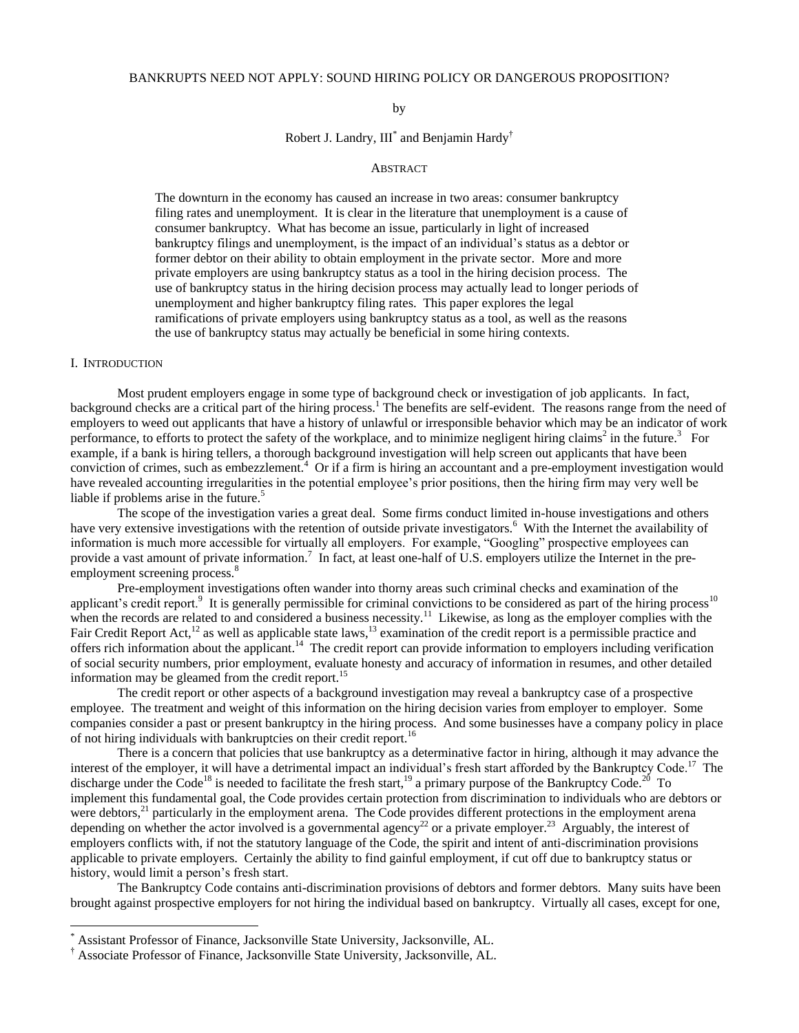# BANKRUPTS NEED NOT APPLY: SOUND HIRING POLICY OR DANGEROUS PROPOSITION?

by

Robert J. Landry, III[*] and Benjamin Hardy[†]

## ABSTRACT

The downturn in the economy has caused an increase in two areas: consumer bankruptcy filing rates and unemployment. It is clear in the literature that unemployment is a cause of consumer bankruptcy. What has become an issue, particularly in light of increased bankruptcy filings and unemployment, is the impact of an individual's status as a debtor or former debtor on their ability to obtain employment in the private sector. More and more private employers are using bankruptcy status as a tool in the hiring decision process. The use of bankruptcy status in the hiring decision process may actually lead to longer periods of unemployment and higher bankruptcy filing rates. This paper explores the legal ramifications of private employers using bankruptcy status as a tool, as well as the reasons the use of bankruptcy status may actually be beneficial in some hiring contexts.

## I. INTRODUCTION

Most prudent employers engage in some type of background check or investigation of job applicants. In fact, background checks are a critical part of the hiring process.[1] The benefits are self-evident. The reasons range from the need of employers to weed out applicants that have a history of unlawful or irresponsible behavior which may be an indicator of work performance, to efforts to protect the safety of the workplace, and to minimize negligent hiring claims[2] in the future.[3] For example, if a bank is hiring tellers, a thorough background investigation will help screen out applicants that have been conviction of crimes, such as embezzlement.[4] Or if a firm is hiring an accountant and a pre-employment investigation would have revealed accounting irregularities in the potential employee's prior positions, then the hiring firm may very well be liable if problems arise in the future.[5]

The scope of the investigation varies a great deal. Some firms conduct limited in-house investigations and others have very extensive investigations with the retention of outside private investigators.[6] With the Internet the availability of information is much more accessible for virtually all employers. For example, "Googling" prospective employees can provide a vast amount of private information.[7] In fact, at least one-half of U.S. employers utilize the Internet in the pre-employment screening process.[8]

Pre-employment investigations often wander into thorny areas such criminal checks and examination of the applicant's credit report.[9] It is generally permissible for criminal convictions to be considered as part of the hiring process[10] when the records are related to and considered a business necessity.[11] Likewise, as long as the employer complies with the Fair Credit Report Act,[12] as well as applicable state laws,[13] examination of the credit report is a permissible practice and offers rich information about the applicant.[14] The credit report can provide information to employers including verification of social security numbers, prior employment, evaluate honesty and accuracy of information in resumes, and other detailed information may be gleamed from the credit report.[15]

The credit report or other aspects of a background investigation may reveal a bankruptcy case of a prospective employee. The treatment and weight of this information on the hiring decision varies from employer to employer. Some companies consider a past or present bankruptcy in the hiring process. And some businesses have a company policy in place of not hiring individuals with bankruptcies on their credit report.[16]

There is a concern that policies that use bankruptcy as a determinative factor in hiring, although it may advance the interest of the employer, it will have a detrimental impact an individual's fresh start afforded by the Bankruptcy Code.[17] The discharge under the Code[18] is needed to facilitate the fresh start,[19] a primary purpose of the Bankruptcy Code.[20] To implement this fundamental goal, the Code provides certain protection from discrimination to individuals who are debtors or were debtors,[21] particularly in the employment arena. The Code provides different protections in the employment arena depending on whether the actor involved is a governmental agency[22] or a private employer.[23] Arguably, the interest of employers conflicts with, if not the statutory language of the Code, the spirit and intent of anti-discrimination provisions applicable to private employers. Certainly the ability to find gainful employment, if cut off due to bankruptcy status or history, would limit a person's fresh start.

The Bankruptcy Code contains anti-discrimination provisions of debtors and former debtors. Many suits have been brought against prospective employers for not hiring the individual based on bankruptcy. Virtually all cases, except for one,

---

[*] Assistant Professor of Finance, Jacksonville State University, Jacksonville, AL.

[†] Associate Professor of Finance, Jacksonville State University, Jacksonville, AL.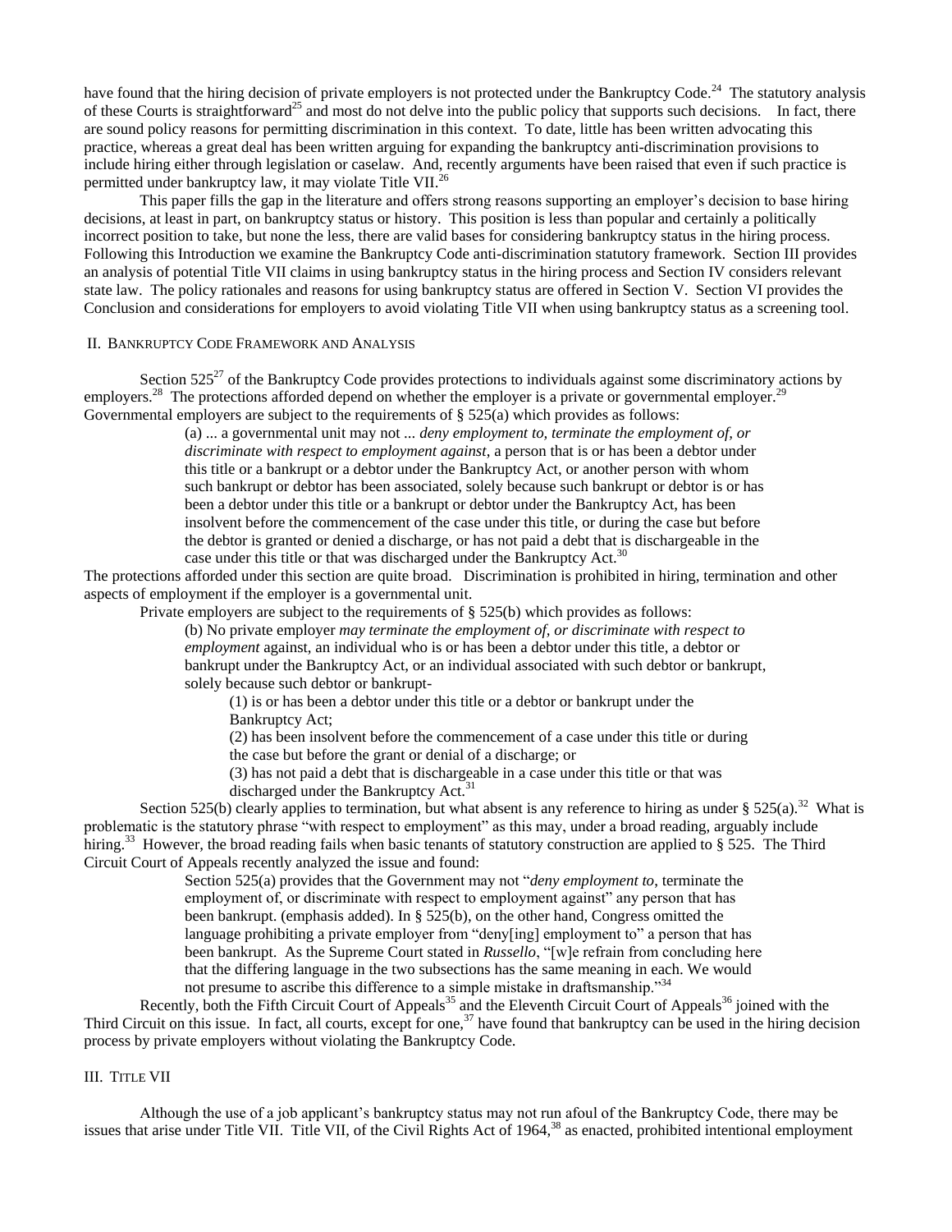have found that the hiring decision of private employers is not protected under the Bankruptcy Code.[24] The statutory analysis of these Courts is straightforward[25] and most do not delve into the public policy that supports such decisions. In fact, there are sound policy reasons for permitting discrimination in this context. To date, little has been written advocating this practice, whereas a great deal has been written arguing for expanding the bankruptcy anti-discrimination provisions to include hiring either through legislation or caselaw. And, recently arguments have been raised that even if such practice is permitted under bankruptcy law, it may violate Title VII.[26]

This paper fills the gap in the literature and offers strong reasons supporting an employer's decision to base hiring decisions, at least in part, on bankruptcy status or history. This position is less than popular and certainly a politically incorrect position to take, but none the less, there are valid bases for considering bankruptcy status in the hiring process. Following this Introduction we examine the Bankruptcy Code anti-discrimination statutory framework. Section III provides an analysis of potential Title VII claims in using bankruptcy status in the hiring process and Section IV considers relevant state law. The policy rationales and reasons for using bankruptcy status are offered in Section V. Section VI provides the Conclusion and considerations for employers to avoid violating Title VII when using bankruptcy status as a screening tool.

## II. Bankruptcy Code Framework and Analysis

Section 525[27] of the Bankruptcy Code provides protections to individuals against some discriminatory actions by employers.[28] The protections afforded depend on whether the employer is a private or governmental employer.[29] Governmental employers are subject to the requirements of § 525(a) which provides as follows:

> (a) ... a governmental unit may not ... *deny employment to, terminate the employment of, or discriminate with respect to employment against*, a person that is or has been a debtor under this title or a bankrupt or a debtor under the Bankruptcy Act, or another person with whom such bankrupt or debtor has been associated, solely because such bankrupt or debtor is or has been a debtor under this title or a bankrupt or debtor under the Bankruptcy Act, has been insolvent before the commencement of the case under this title, or during the case but before the debtor is granted or denied a discharge, or has not paid a debt that is dischargeable in the case under this title or that was discharged under the Bankruptcy Act.[30]

The protections afforded under this section are quite broad. Discrimination is prohibited in hiring, termination and other aspects of employment if the employer is a governmental unit.

Private employers are subject to the requirements of § 525(b) which provides as follows:

> (b) No private employer *may terminate the employment of, or discriminate with respect to employment* against, an individual who is or has been a debtor under this title, a debtor or bankrupt under the Bankruptcy Act, or an individual associated with such debtor or bankrupt, solely because such debtor or bankrupt-
>
> (1) is or has been a debtor under this title or a debtor or bankrupt under the Bankruptcy Act;
>
> (2) has been insolvent before the commencement of a case under this title or during the case but before the grant or denial of a discharge; or
>
> (3) has not paid a debt that is dischargeable in a case under this title or that was discharged under the Bankruptcy Act.[31]

Section 525(b) clearly applies to termination, but what absent is any reference to hiring as under § 525(a).[32] What is problematic is the statutory phrase "with respect to employment" as this may, under a broad reading, arguably include hiring.[33] However, the broad reading fails when basic tenants of statutory construction are applied to § 525. The Third Circuit Court of Appeals recently analyzed the issue and found:

> Section 525(a) provides that the Government may not "*deny employment to*, terminate the employment of, or discriminate with respect to employment against" any person that has been bankrupt. (emphasis added). In § 525(b), on the other hand, Congress omitted the language prohibiting a private employer from "deny[ing] employment to" a person that has been bankrupt. As the Supreme Court stated in *Russello*, "[w]e refrain from concluding here that the differing language in the two subsections has the same meaning in each. We would not presume to ascribe this difference to a simple mistake in draftsmanship."[34]

Recently, both the Fifth Circuit Court of Appeals[35] and the Eleventh Circuit Court of Appeals[36] joined with the Third Circuit on this issue. In fact, all courts, except for one,[37] have found that bankruptcy can be used in the hiring decision process by private employers without violating the Bankruptcy Code.

## III. Title VII

Although the use of a job applicant's bankruptcy status may not run afoul of the Bankruptcy Code, there may be issues that arise under Title VII. Title VII, of the Civil Rights Act of 1964,[38] as enacted, prohibited intentional employment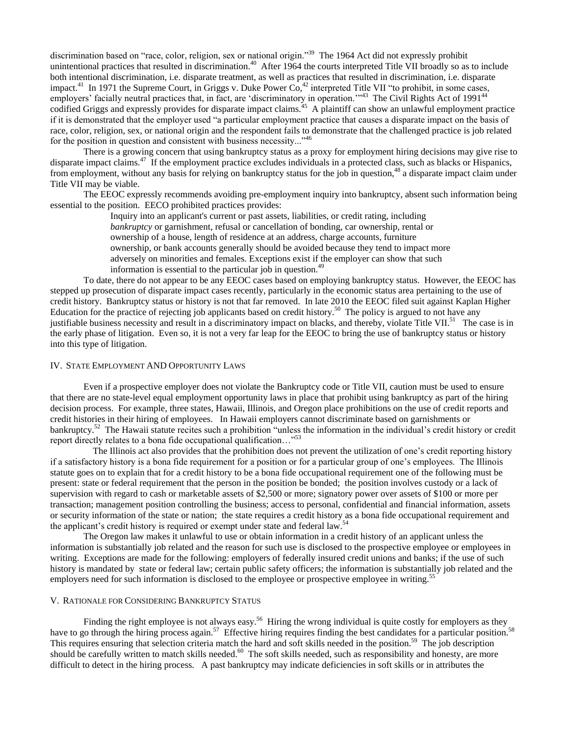discrimination based on "race, color, religion, sex or national origin."[39] The 1964 Act did not expressly prohibit unintentional practices that resulted in discrimination.[40] After 1964 the courts interpreted Title VII broadly so as to include both intentional discrimination, i.e. disparate treatment, as well as practices that resulted in discrimination, i.e. disparate impact.[41] In 1971 the Supreme Court, in Griggs v. Duke Power Co,[42] interpreted Title VII "to prohibit, in some cases, employers' facially neutral practices that, in fact, are 'discriminatory in operation.'"[43] The Civil Rights Act of 1991[44] codified Griggs and expressly provides for disparate impact claims.[45] A plaintiff can show an unlawful employment practice if it is demonstrated that the employer used "a particular employment practice that causes a disparate impact on the basis of race, color, religion, sex, or national origin and the respondent fails to demonstrate that the challenged practice is job related for the position in question and consistent with business necessity..."[46]

There is a growing concern that using bankruptcy status as a proxy for employment hiring decisions may give rise to disparate impact claims.[47] If the employment practice excludes individuals in a protected class, such as blacks or Hispanics, from employment, without any basis for relying on bankruptcy status for the job in question,[48] a disparate impact claim under Title VII may be viable.

The EEOC expressly recommends avoiding pre-employment inquiry into bankruptcy, absent such information being essential to the position. EECO prohibited practices provides:

> Inquiry into an applicant's current or past assets, liabilities, or credit rating, including *bankruptcy* or garnishment, refusal or cancellation of bonding, car ownership, rental or ownership of a house, length of residence at an address, charge accounts, furniture ownership, or bank accounts generally should be avoided because they tend to impact more adversely on minorities and females. Exceptions exist if the employer can show that such information is essential to the particular job in question.[49]

To date, there do not appear to be any EEOC cases based on employing bankruptcy status. However, the EEOC has stepped up prosecution of disparate impact cases recently, particularly in the economic status area pertaining to the use of credit history. Bankruptcy status or history is not that far removed. In late 2010 the EEOC filed suit against Kaplan Higher Education for the practice of rejecting job applicants based on credit history.[50] The policy is argued to not have any justifiable business necessity and result in a discriminatory impact on blacks, and thereby, violate Title VII.[51] The case is in the early phase of litigation. Even so, it is not a very far leap for the EEOC to bring the use of bankruptcy status or history into this type of litigation.

## IV. State Employment AND Opportunity Laws

Even if a prospective employer does not violate the Bankruptcy code or Title VII, caution must be used to ensure that there are no state-level equal employment opportunity laws in place that prohibit using bankruptcy as part of the hiring decision process. For example, three states, Hawaii, Illinois, and Oregon place prohibitions on the use of credit reports and credit histories in their hiring of employees. In Hawaii employers cannot discriminate based on garnishments or bankruptcy.[52] The Hawaii statute recites such a prohibition "unless the information in the individual's credit history or credit report directly relates to a bona fide occupational qualification…"[53]

The Illinois act also provides that the prohibition does not prevent the utilization of one's credit reporting history if a satisfactory history is a bona fide requirement for a position or for a particular group of one's employees. The Illinois statute goes on to explain that for a credit history to be a bona fide occupational requirement one of the following must be present: state or federal requirement that the person in the position be bonded; the position involves custody or a lack of supervision with regard to cash or marketable assets of $2,500 or more; signatory power over assets of $100 or more per transaction; management position controlling the business; access to personal, confidential and financial information, assets or security information of the state or nation; the state requires a credit history as a bona fide occupational requirement and the applicant's credit history is required or exempt under state and federal law.[54]

The Oregon law makes it unlawful to use or obtain information in a credit history of an applicant unless the information is substantially job related and the reason for such use is disclosed to the prospective employee or employees in writing. Exceptions are made for the following: employers of federally insured credit unions and banks; if the use of such history is mandated by state or federal law; certain public safety officers; the information is substantially job related and the employers need for such information is disclosed to the employee or prospective employee in writing.[55]

## V. Rationale for Considering Bankruptcy Status

Finding the right employee is not always easy.[56] Hiring the wrong individual is quite costly for employers as they have to go through the hiring process again.[57] Effective hiring requires finding the best candidates for a particular position.[58] This requires ensuring that selection criteria match the hard and soft skills needed in the position.[59] The job description should be carefully written to match skills needed.[60] The soft skills needed, such as responsibility and honesty, are more difficult to detect in the hiring process. A past bankruptcy may indicate deficiencies in soft skills or in attributes the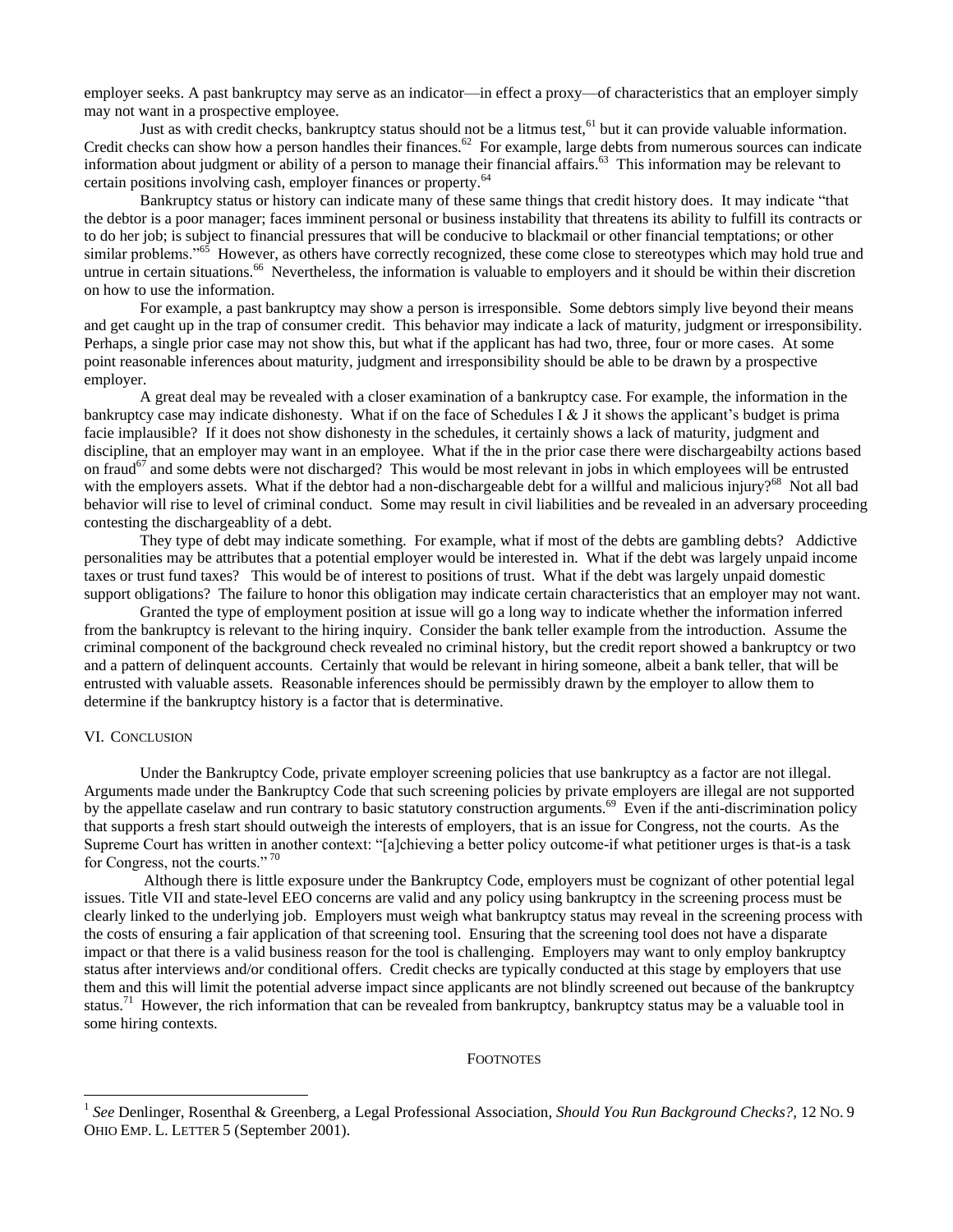employer seeks. A past bankruptcy may serve as an indicator—in effect a proxy—of characteristics that an employer simply may not want in a prospective employee.

Just as with credit checks, bankruptcy status should not be a litmus test,[61] but it can provide valuable information. Credit checks can show how a person handles their finances.[62] For example, large debts from numerous sources can indicate information about judgment or ability of a person to manage their financial affairs.[63] This information may be relevant to certain positions involving cash, employer finances or property.[64]

Bankruptcy status or history can indicate many of these same things that credit history does. It may indicate "that the debtor is a poor manager; faces imminent personal or business instability that threatens its ability to fulfill its contracts or to do her job; is subject to financial pressures that will be conducive to blackmail or other financial temptations; or other similar problems."[65] However, as others have correctly recognized, these come close to stereotypes which may hold true and untrue in certain situations.[66] Nevertheless, the information is valuable to employers and it should be within their discretion on how to use the information.

For example, a past bankruptcy may show a person is irresponsible. Some debtors simply live beyond their means and get caught up in the trap of consumer credit. This behavior may indicate a lack of maturity, judgment or irresponsibility. Perhaps, a single prior case may not show this, but what if the applicant has had two, three, four or more cases. At some point reasonable inferences about maturity, judgment and irresponsibility should be able to be drawn by a prospective employer.

A great deal may be revealed with a closer examination of a bankruptcy case. For example, the information in the bankruptcy case may indicate dishonesty. What if on the face of Schedules I & J it shows the applicant's budget is prima facie implausible? If it does not show dishonesty in the schedules, it certainly shows a lack of maturity, judgment and discipline, that an employer may want in an employee. What if the in the prior case there were dischargeabilty actions based on fraud[67] and some debts were not discharged? This would be most relevant in jobs in which employees will be entrusted with the employers assets. What if the debtor had a non-dischargeable debt for a willful and malicious injury?[68] Not all bad behavior will rise to level of criminal conduct. Some may result in civil liabilities and be revealed in an adversary proceeding contesting the dischargeablity of a debt.

They type of debt may indicate something. For example, what if most of the debts are gambling debts? Addictive personalities may be attributes that a potential employer would be interested in. What if the debt was largely unpaid income taxes or trust fund taxes? This would be of interest to positions of trust. What if the debt was largely unpaid domestic support obligations? The failure to honor this obligation may indicate certain characteristics that an employer may not want.

Granted the type of employment position at issue will go a long way to indicate whether the information inferred from the bankruptcy is relevant to the hiring inquiry. Consider the bank teller example from the introduction. Assume the criminal component of the background check revealed no criminal history, but the credit report showed a bankruptcy or two and a pattern of delinquent accounts. Certainly that would be relevant in hiring someone, albeit a bank teller, that will be entrusted with valuable assets. Reasonable inferences should be permissibly drawn by the employer to allow them to determine if the bankruptcy history is a factor that is determinative.

## VI. Conclusion

Under the Bankruptcy Code, private employer screening policies that use bankruptcy as a factor are not illegal. Arguments made under the Bankruptcy Code that such screening policies by private employers are illegal are not supported by the appellate caselaw and run contrary to basic statutory construction arguments.[69] Even if the anti-discrimination policy that supports a fresh start should outweigh the interests of employers, that is an issue for Congress, not the courts. As the Supreme Court has written in another context: "[a]chieving a better policy outcome-if what petitioner urges is that-is a task for Congress, not the courts."[70]

Although there is little exposure under the Bankruptcy Code, employers must be cognizant of other potential legal issues. Title VII and state-level EEO concerns are valid and any policy using bankruptcy in the screening process must be clearly linked to the underlying job. Employers must weigh what bankruptcy status may reveal in the screening process with the costs of ensuring a fair application of that screening tool. Ensuring that the screening tool does not have a disparate impact or that there is a valid business reason for the tool is challenging. Employers may want to only employ bankruptcy status after interviews and/or conditional offers. Credit checks are typically conducted at this stage by employers that use them and this will limit the potential adverse impact since applicants are not blindly screened out because of the bankruptcy status.[71] However, the rich information that can be revealed from bankruptcy, bankruptcy status may be a valuable tool in some hiring contexts.

FOOTNOTES

[1] *See* Denlinger, Rosenthal & Greenberg, a Legal Professional Association, *Should You Run Background Checks?*, 12 No. 9 Ohio Emp. L. Letter 5 (September 2001).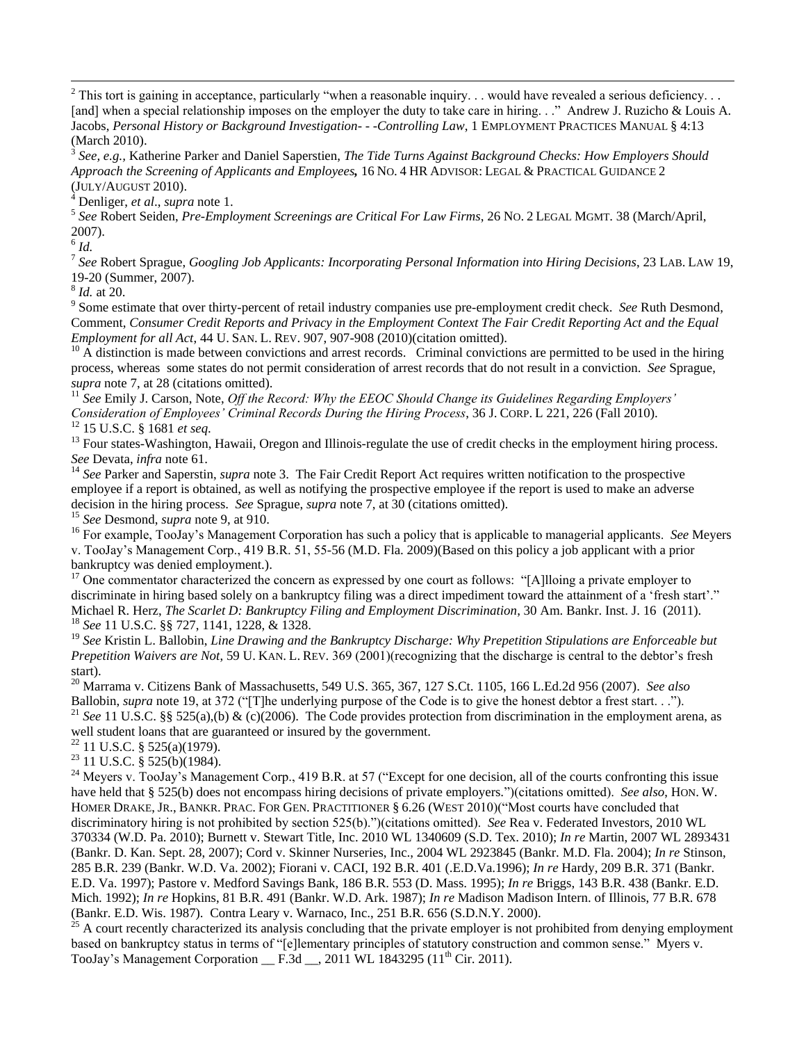[2] This tort is gaining in acceptance, particularly "when a reasonable inquiry. . . would have revealed a serious deficiency. . . [and] when a special relationship imposes on the employer the duty to take care in hiring. . ." Andrew J. Ruzicho & Louis A. Jacobs, *Personal History or Background Investigation- - -Controlling Law*, 1 EMPLOYMENT PRACTICES MANUAL § 4:13 (March 2010).

[3] *See, e.g.,* Katherine Parker and Daniel Saperstien, *The Tide Turns Against Background Checks: How Employers Should Approach the Screening of Applicants and Employees,* 16 NO. 4 HR ADVISOR: LEGAL & PRACTICAL GUIDANCE 2 (JULY/AUGUST 2010).

[4] Denliger, *et al*., *supra* note 1.

[5] *See* Robert Seiden, *Pre-Employment Screenings are Critical For Law Firms*, 26 NO. 2 LEGAL MGMT. 38 (March/April, 2007).

[6] *Id.*

[7] *See* Robert Sprague, *Googling Job Applicants: Incorporating Personal Information into Hiring Decisions*, 23 LAB. LAW 19, 19-20 (Summer, 2007).

[8] *Id.* at 20.

[9] Some estimate that over thirty-percent of retail industry companies use pre-employment credit check. *See* Ruth Desmond, Comment, *Consumer Credit Reports and Privacy in the Employment Context The Fair Credit Reporting Act and the Equal Employment for all Act*, 44 U. SAN. L. REV. 907, 907-908 (2010)(citation omitted).

[10] A distinction is made between convictions and arrest records. Criminal convictions are permitted to be used in the hiring process, whereas some states do not permit consideration of arrest records that do not result in a conviction. *See* Sprague, *supra* note 7, at 28 (citations omitted).

[11] *See* Emily J. Carson, Note, *Off the Record: Why the EEOC Should Change its Guidelines Regarding Employers' Consideration of Employees' Criminal Records During the Hiring Process*, 36 J. CORP. L 221, 226 (Fall 2010).

[12] 15 U.S.C. § 1681 *et seq.*

[13] Four states-Washington, Hawaii, Oregon and Illinois-regulate the use of credit checks in the employment hiring process. *See* Devata, *infra* note 61.

[14] *See* Parker and Saperstin, *supra* note 3. The Fair Credit Report Act requires written notification to the prospective employee if a report is obtained, as well as notifying the prospective employee if the report is used to make an adverse decision in the hiring process. *See* Sprague, *supra* note 7, at 30 (citations omitted).

[15] *See* Desmond, *supra* note 9, at 910.

[16] For example, TooJay's Management Corporation has such a policy that is applicable to managerial applicants. *See* Meyers v. TooJay's Management Corp., 419 B.R. 51, 55-56 (M.D. Fla. 2009)(Based on this policy a job applicant with a prior bankruptcy was denied employment.).

[17] One commentator characterized the concern as expressed by one court as follows: "[A]lloing a private employer to discriminate in hiring based solely on a bankruptcy filing was a direct impediment toward the attainment of a 'fresh start'." Michael R. Herz, *The Scarlet D: Bankruptcy Filing and Employment Discrimination*, 30 Am. Bankr. Inst. J. 16 (2011).

[18] *See* 11 U.S.C. §§ 727, 1141, 1228, & 1328.

[19] *See* Kristin L. Ballobin, *Line Drawing and the Bankruptcy Discharge: Why Prepetition Stipulations are Enforceable but Prepetition Waivers are Not*, 59 U. KAN. L. REV. 369 (2001)(recognizing that the discharge is central to the debtor's fresh start).

[20] Marrama v. Citizens Bank of Massachusetts, 549 U.S. 365, 367, 127 S.Ct. 1105, 166 L.Ed.2d 956 (2007). *See also* Ballobin, *supra* note 19, at 372 ("[T]he underlying purpose of the Code is to give the honest debtor a frest start. . .").

[21] *See* 11 U.S.C. §§ 525(a),(b) & (c)(2006). The Code provides protection from discrimination in the employment arena, as well student loans that are guaranteed or insured by the government.

[22] 11 U.S.C. § 525(a)(1979).

[23] 11 U.S.C. § 525(b)(1984).

[24] Meyers v. TooJay's Management Corp., 419 B.R. at 57 ("Except for one decision, all of the courts confronting this issue have held that § 525(b) does not encompass hiring decisions of private employers.")(citations omitted). *See also*, HON. W. HOMER DRAKE, JR., BANKR. PRAC. FOR GEN. PRACTITIONER § 6.26 (WEST 2010)("Most courts have concluded that discriminatory hiring is not prohibited by section 525(b).")(citations omitted). *See* Rea v. Federated Investors, 2010 WL 370334 (W.D. Pa. 2010); Burnett v. Stewart Title, Inc. 2010 WL 1340609 (S.D. Tex. 2010); *In re* Martin, 2007 WL 2893431 (Bankr. D. Kan. Sept. 28, 2007); Cord v. Skinner Nurseries, Inc., 2004 WL 2923845 (Bankr. M.D. Fla. 2004); *In re* Stinson, 285 B.R. 239 (Bankr. W.D. Va. 2002); Fiorani v. CACI, 192 B.R. 401 (.E.D.Va.1996); *In re* Hardy, 209 B.R. 371 (Bankr. E.D. Va. 1997); Pastore v. Medford Savings Bank, 186 B.R. 553 (D. Mass. 1995); *In re* Briggs, 143 B.R. 438 (Bankr. E.D. Mich. 1992); *In re* Hopkins, 81 B.R. 491 (Bankr. W.D. Ark. 1987); *In re* Madison Madison Intern. of Illinois, 77 B.R. 678 (Bankr. E.D. Wis. 1987). Contra Leary v. Warnaco, Inc., 251 B.R. 656 (S.D.N.Y. 2000).

[25] A court recently characterized its analysis concluding that the private employer is not prohibited from denying employment based on bankruptcy status in terms of "[e]lementary principles of statutory construction and common sense." Myers v. TooJay's Management Corporation __ F.3d __, 2011 WL 1843295 (11th Cir. 2011).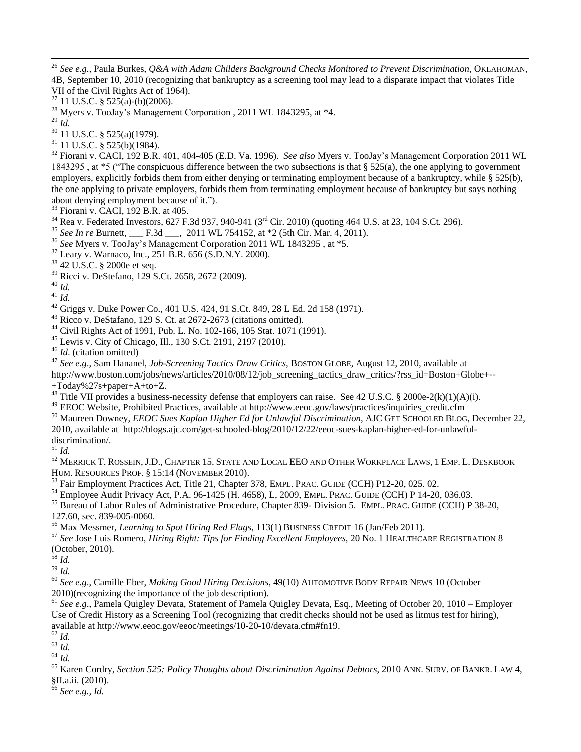[26] *See e.g.,* Paula Burkes, *Q&A with Adam Childers Background Checks Monitored to Prevent Discrimination*, OKLAHOMAN, 4B, September 10, 2010 (recognizing that bankruptcy as a screening tool may lead to a disparate impact that violates Title VII of the Civil Rights Act of 1964).

[27] 11 U.S.C. § 525(a)-(b)(2006).

[28] Myers v. TooJay's Management Corporation , 2011 WL 1843295, at *4.

[29] *Id.*

[30] 11 U.S.C. § 525(a)(1979).

[31] 11 U.S.C. § 525(b)(1984).

[32] Fiorani v. CACI, 192 B.R. 401, 404-405 (E.D. Va. 1996). *See also* Myers v. TooJay's Management Corporation 2011 WL 1843295 , at *5 ("The conspicuous difference between the two subsections is that § 525(a), the one applying to government employers, explicitly forbids them from either denying or terminating employment because of a bankruptcy, while § 525(b), the one applying to private employers, forbids them from terminating employment because of bankruptcy but says nothing about denying employment because of it.").

[33] Fiorani v. CACI, 192 B.R. at 405.

[34] Rea v. Federated Investors, 627 F.3d 937, 940-941 (3rd Cir. 2010) (quoting 464 U.S. at 23, 104 S.Ct. 296).

[35] *See In re* Burnett, ___ F.3d ___, 2011 WL 754152, at *2 (5th Cir. Mar. 4, 2011).

[36] *See* Myers v. TooJay's Management Corporation 2011 WL 1843295 , at *5.

[37] Leary v. Warnaco, Inc., 251 B.R. 656 (S.D.N.Y. 2000).

[38] 42 U.S.C. § 2000e et seq.

[39] Ricci v. DeStefano, 129 S.Ct. 2658, 2672 (2009).

[40] *Id.*

[41] *Id.*

[42] Griggs v. Duke Power Co., 401 U.S. 424, 91 S.Ct. 849, 28 L Ed. 2d 158 (1971).

[43] Ricco v. DeStafano, 129 S. Ct. at 2672-2673 (citations omitted).

[44] Civil Rights Act of 1991, Pub. L. No. 102-166, 105 Stat. 1071 (1991).

[45] Lewis v. City of Chicago, Ill., 130 S.Ct. 2191, 2197 (2010).

[46] *Id*. (citation omitted)

[47] *See e.g*., Sam Hananel, *Job-Screening Tactics Draw Critics*, BOSTON GLOBE, August 12, 2010, available at http://www.boston.com/jobs/news/articles/2010/08/12/job_screening_tactics_draw_critics/?rss_id=Boston+Globe+--+Today%27s+paper+A+to+Z.

[48] Title VII provides a business-necessity defense that employers can raise. See 42 U.S.C. § 2000e-2(k)(1)(A)(i).

[49] EEOC Website, Prohibited Practices, available at http://www.eeoc.gov/laws/practices/inquiries_credit.cfm

[50] Maureen Downey, *EEOC Sues Kaplan Higher Ed for Unlawful Discrimination*, AJC GET SCHOOLED BLOG, December 22, 2010, available at http://blogs.ajc.com/get-schooled-blog/2010/12/22/eeoc-sues-kaplan-higher-ed-for-unlawful-discrimination/.

[51] *Id.*

[52] MERRICK T. ROSSEIN, J.D., CHAPTER 15. STATE AND LOCAL EEO AND OTHER WORKPLACE LAWS, 1 EMP. L. DESKBOOK HUM. RESOURCES PROF. § 15:14 (NOVEMBER 2010).

[53] Fair Employment Practices Act, Title 21, Chapter 378, EMPL. PRAC. GUIDE (CCH) P12-20, 025. 02.

[54] Employee Audit Privacy Act, P.A. 96-1425 (H. 4658), L, 2009, EMPL. PRAC. GUIDE (CCH) P 14-20, 036.03.

[55] Bureau of Labor Rules of Administrative Procedure, Chapter 839- Division 5. EMPL. PRAC. GUIDE (CCH) P 38-20, 127.60, sec. 839-005-0060.

[56] Max Messmer, *Learning to Spot Hiring Red Flags*, 113(1) BUSINESS CREDIT 16 (Jan/Feb 2011).

[57] *See* Jose Luis Romero, *Hiring Right: Tips for Finding Excellent Employees*, 20 No. 1 HEALTHCARE REGISTRATION 8 (October, 2010).

[58] *Id.*

[59] *Id.*

[60] *See e.g*., Camille Eber, *Making Good Hiring Decisions*, 49(10) AUTOMOTIVE BODY REPAIR NEWS 10 (October 2010)(recognizing the importance of the job description).

[61] *See e.g*., Pamela Quigley Devata, Statement of Pamela Quigley Devata, Esq., Meeting of October 20, 1010 – Employer Use of Credit History as a Screening Tool (recognizing that credit checks should not be used as litmus test for hiring), available at http://www.eeoc.gov/eeoc/meetings/10-20-10/devata.cfm#fn19.

[62] *Id.*

[63] *Id.*

[64] *Id.*

[65] Karen Cordry, *Section 525: Policy Thoughts about Discrimination Against Debtors*, 2010 ANN. SURV. OF BANKR. LAW 4, §II.a.ii. (2010).

[66] *See e.g., Id.*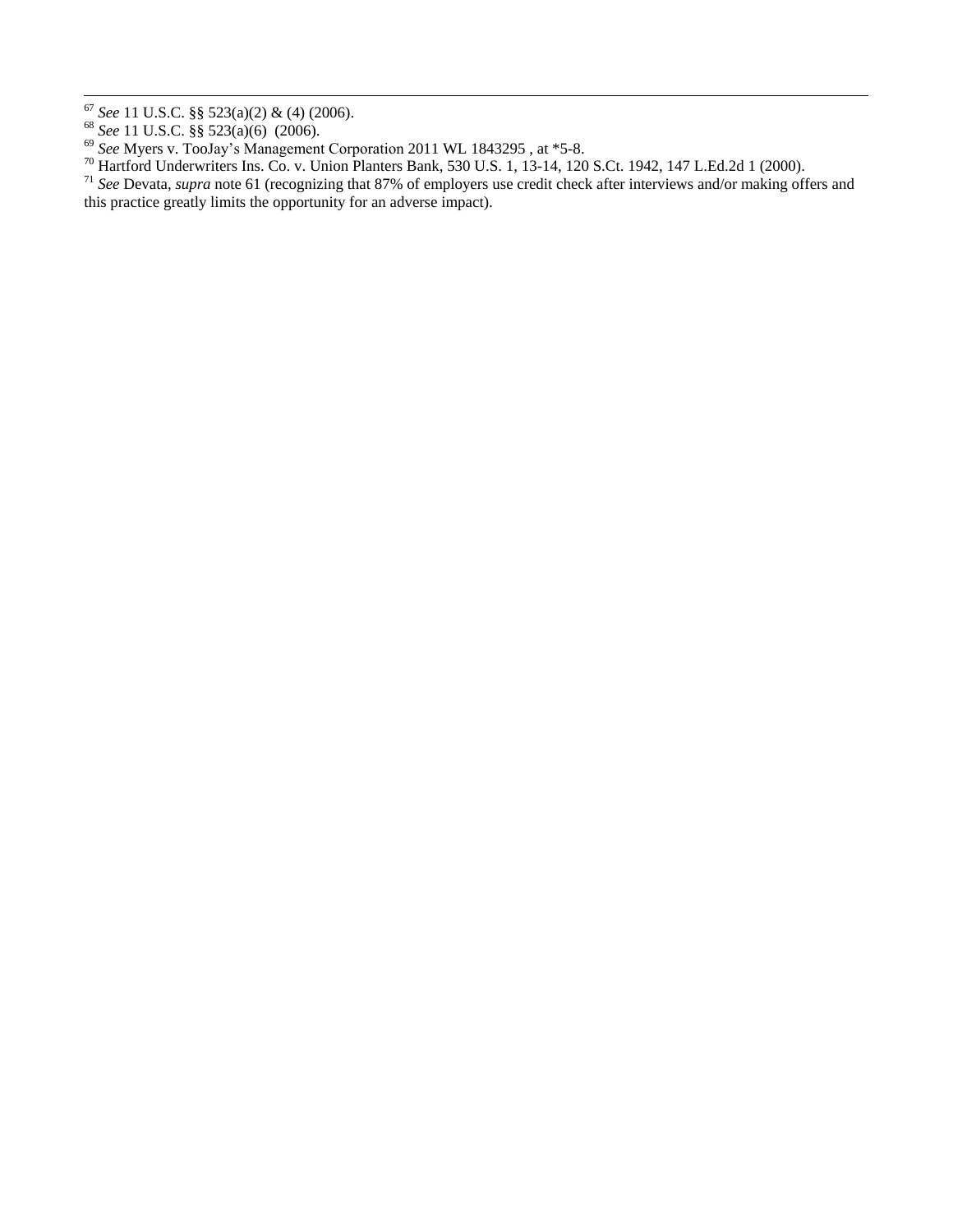[67] *See* 11 U.S.C. §§ 523(a)(2) & (4) (2006).

[68] *See* 11 U.S.C. §§ 523(a)(6) (2006).

[69] *See* Myers v. TooJay's Management Corporation 2011 WL 1843295 , at *5-8.

[70] Hartford Underwriters Ins. Co. v. Union Planters Bank, 530 U.S. 1, 13-14, 120 S.Ct. 1942, 147 L.Ed.2d 1 (2000).

[71] *See* Devata, *supra* note 61 (recognizing that 87% of employers use credit check after interviews and/or making offers and this practice greatly limits the opportunity for an adverse impact).